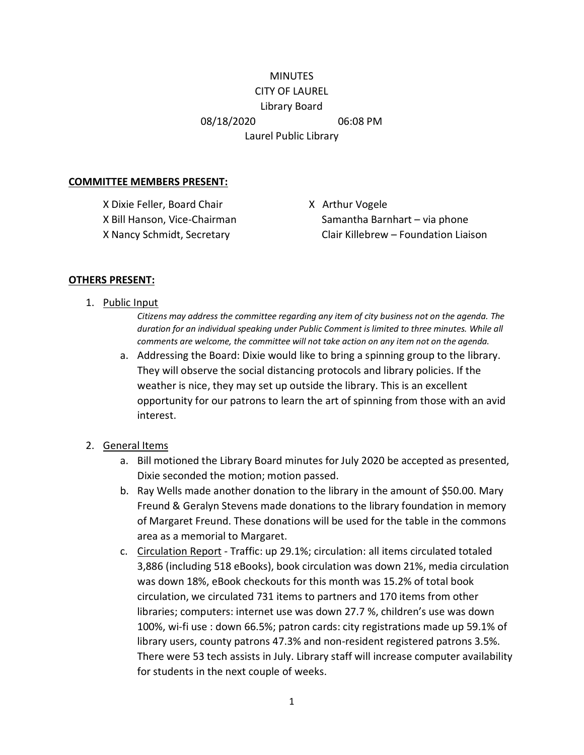MINUTES

CITY OF LAUREL

Library Board

08/18/2020 06:08 PM

Laurel Public Library

**COMMITTEE MEMBERS PRESENT:**

X Dixie Feller, Board Chair
X Bill Hanson, Vice-Chairman
X Nancy Schmidt, Secretary
X Arthur Vogele
Samantha Barnhart – via phone
Clair Killebrew – Foundation Liaison

**OTHERS PRESENT:**

1. Public Input
   *Citizens may address the committee regarding any item of city business not on the agenda. The duration for an individual speaking under Public Comment is limited to three minutes. While all comments are welcome, the committee will not take action on any item not on the agenda.*
   a. Addressing the Board: Dixie would like to bring a spinning group to the library. They will observe the social distancing protocols and library policies. If the weather is nice, they may set up outside the library. This is an excellent opportunity for our patrons to learn the art of spinning from those with an avid interest.

2. General Items
   a. Bill motioned the Library Board minutes for July 2020 be accepted as presented, Dixie seconded the motion; motion passed.
   b. Ray Wells made another donation to the library in the amount of $50.00. Mary Freund & Geralyn Stevens made donations to the library foundation in memory of Margaret Freund. These donations will be used for the table in the commons area as a memorial to Margaret.
   c. Circulation Report - Traffic: up 29.1%; circulation: all items circulated totaled 3,886 (including 518 eBooks), book circulation was down 21%, media circulation was down 18%, eBook checkouts for this month was 15.2% of total book circulation, we circulated 731 items to partners and 170 items from other libraries; computers: internet use was down 27.7 %, children's use was down 100%, wi-fi use : down 66.5%; patron cards: city registrations made up 59.1% of library users, county patrons 47.3% and non-resident registered patrons 3.5%. There were 53 tech assists in July. Library staff will increase computer availability for students in the next couple of weeks.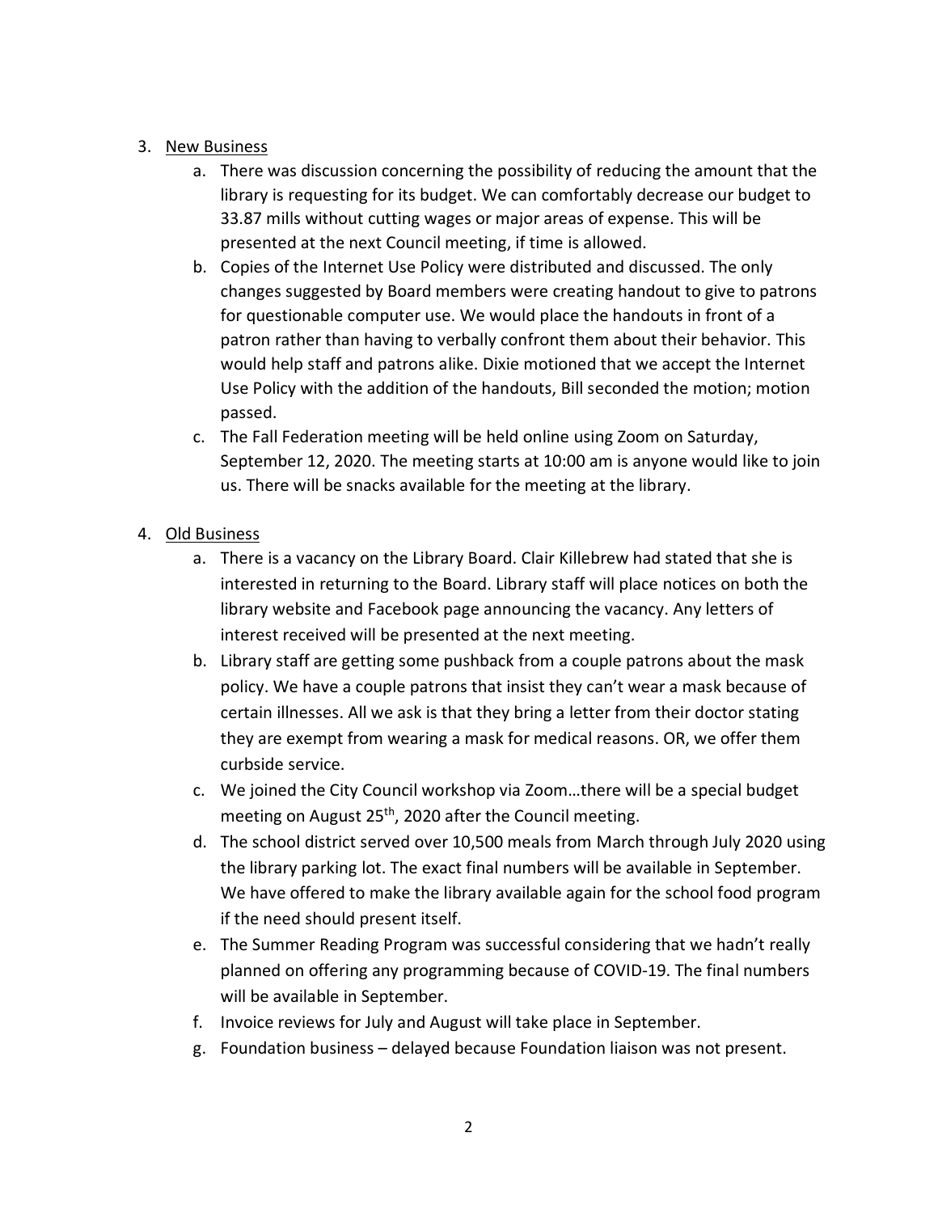3. <u>New Business</u>
    a. There was discussion concerning the possibility of reducing the amount that the library is requesting for its budget. We can comfortably decrease our budget to 33.87 mills without cutting wages or major areas of expense. This will be presented at the next Council meeting, if time is allowed.
    b. Copies of the Internet Use Policy were distributed and discussed. The only changes suggested by Board members were creating handout to give to patrons for questionable computer use. We would place the handouts in front of a patron rather than having to verbally confront them about their behavior. This would help staff and patrons alike. Dixie motioned that we accept the Internet Use Policy with the addition of the handouts, Bill seconded the motion; motion passed.
    c. The Fall Federation meeting will be held online using Zoom on Saturday, September 12, 2020. The meeting starts at 10:00 am is anyone would like to join us. There will be snacks available for the meeting at the library.

4. <u>Old Business</u>
    a. There is a vacancy on the Library Board. Clair Killebrew had stated that she is interested in returning to the Board. Library staff will place notices on both the library website and Facebook page announcing the vacancy. Any letters of interest received will be presented at the next meeting.
    b. Library staff are getting some pushback from a couple patrons about the mask policy. We have a couple patrons that insist they can't wear a mask because of certain illnesses. All we ask is that they bring a letter from their doctor stating they are exempt from wearing a mask for medical reasons. OR, we offer them curbside service.
    c. We joined the City Council workshop via Zoom…there will be a special budget meeting on August 25th, 2020 after the Council meeting.
    d. The school district served over 10,500 meals from March through July 2020 using the library parking lot. The exact final numbers will be available in September. We have offered to make the library available again for the school food program if the need should present itself.
    e. The Summer Reading Program was successful considering that we hadn't really planned on offering any programming because of COVID-19. The final numbers will be available in September.
    f. Invoice reviews for July and August will take place in September.
    g. Foundation business – delayed because Foundation liaison was not present.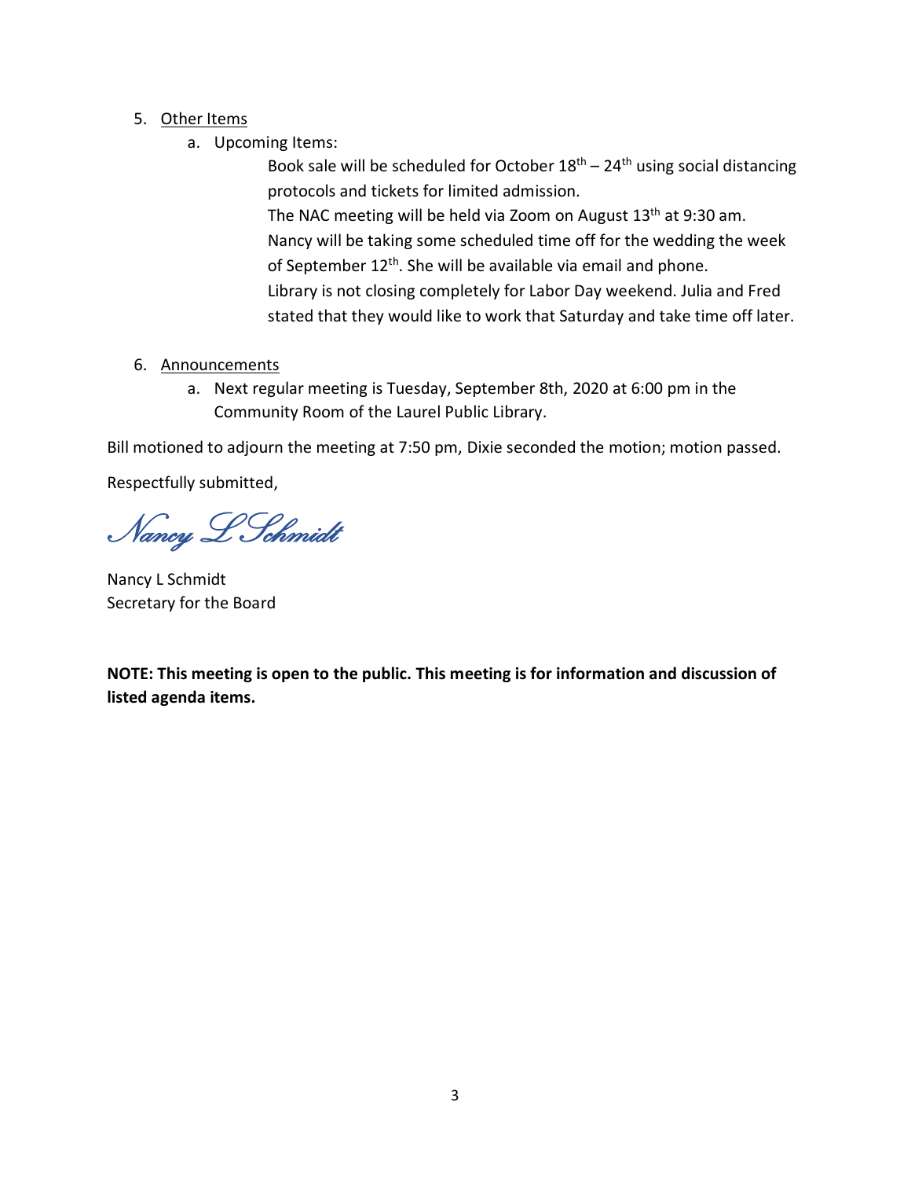5. Other Items
    a. Upcoming Items:

        Book sale will be scheduled for October 18th – 24th using social distancing protocols and tickets for limited admission.

        The NAC meeting will be held via Zoom on August 13th at 9:30 am.

        Nancy will be taking some scheduled time off for the wedding the week of September 12th. She will be available via email and phone.

        Library is not closing completely for Labor Day weekend. Julia and Fred stated that they would like to work that Saturday and take time off later.

6. Announcements
    a. Next regular meeting is Tuesday, September 8th, 2020 at 6:00 pm in the Community Room of the Laurel Public Library.

Bill motioned to adjourn the meeting at 7:50 pm, Dixie seconded the motion; motion passed.

Respectfully submitted,

*Nancy L Schmidt*

Nancy L Schmidt
Secretary for the Board

**NOTE: This meeting is open to the public. This meeting is for information and discussion of listed agenda items.**